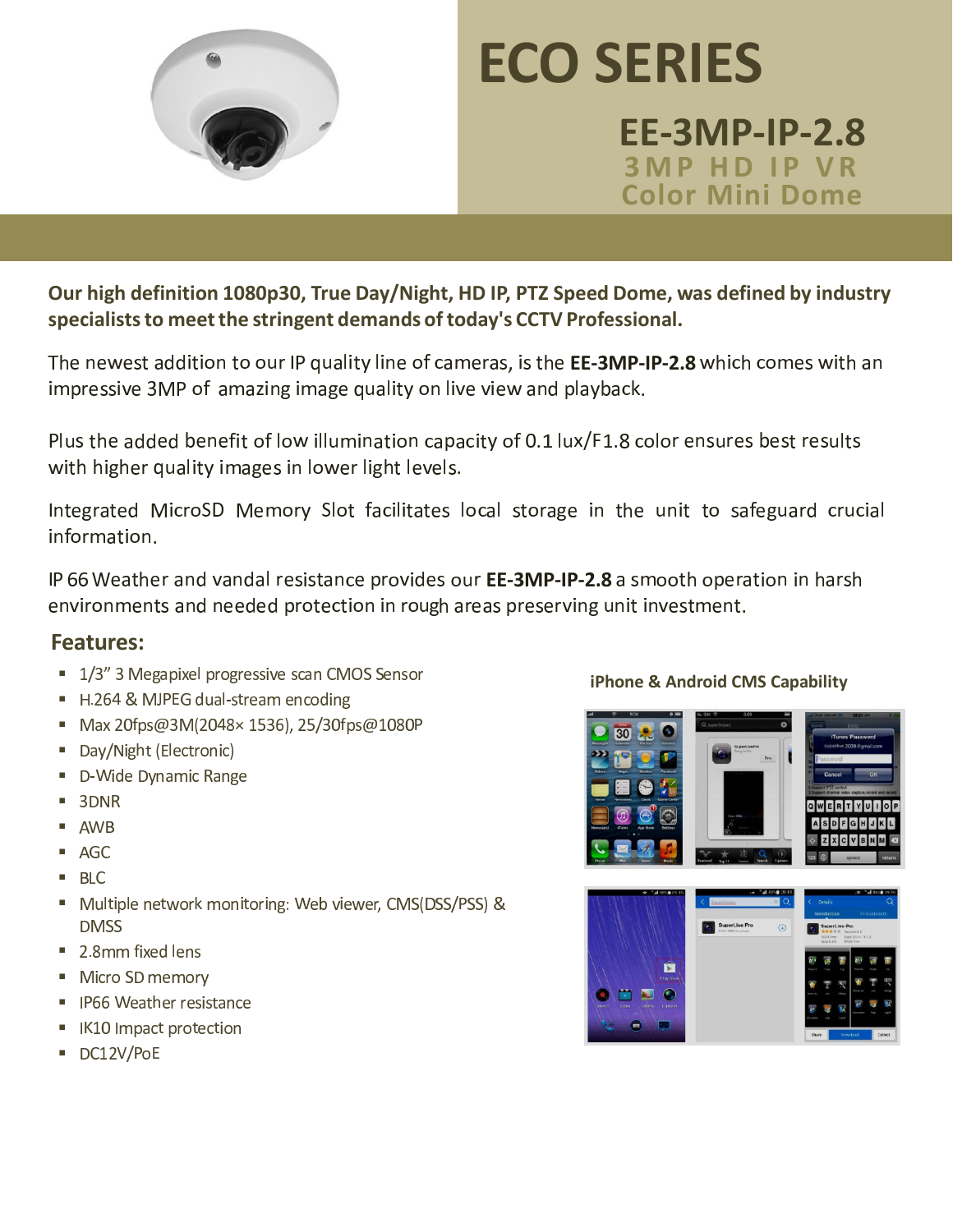# ECO SERIES

## EE-3MP-IP-2.8

### 3MP HD IP VR Color Mini Dome

**Our high definition 1080p30, True Day/Night, HD IP, PTZ Speed Dome, was defined by industry specialists to meet the stringent demands of today's CCTV Professional.**

The newest addition to our IP quality line of cameras, is the **EE-3MP-IP-2.8** which comes with an impressive 3MP of amazing image quality on live view and playback.

Plus the added benefit of low illumination capacity of 0.1 lux/F1.8 color ensures best results with higher quality images in lower light levels.

Integrated MicroSD Memory Slot facilitates local storage in the unit to safeguard crucial information.

IP 66 Weather and vandal resistance provides our **EE-3MP-IP-2.8** a smooth operation in harsh environments and needed protection in rough areas preserving unit investment.

## Features:

- 1/3" 3 Megapixel progressive scan CMOS Sensor
- H.264 & MJPEG dual-stream encoding
- Max 20fps@3M(2048× 1536), 25/30fps@1080P
- Day/Night (Electronic)
- D-Wide Dynamic Range
- 3DNR
- AWB
- AGC
- BLC
- Multiple network monitoring: Web viewer, CMS(DSS/PSS) & DMSS
- 2.8mm fixed lens
- Micro SD memory
- IP66 Weather resistance
- IK10 Impact protection
- DC12V/PoE

**iPhone & Android CMS Capability**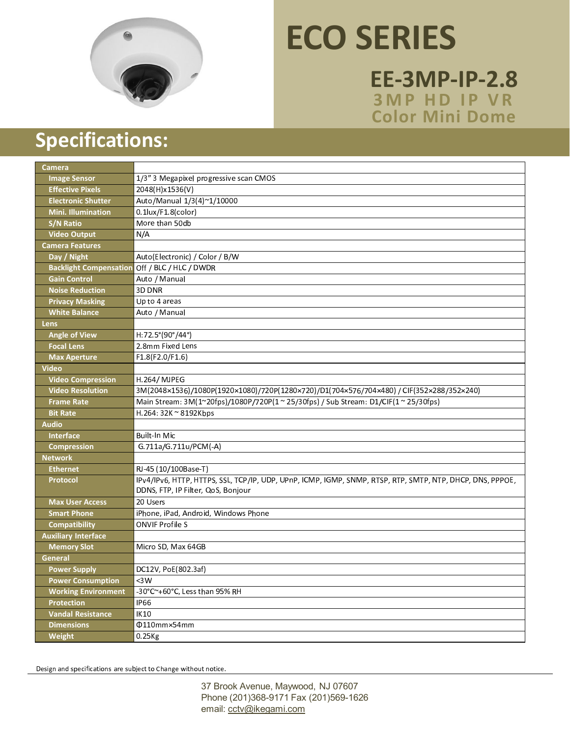# ECO SERIES

## EE-3MP-IP-2.8

### 3MP HD IP VR Color Mini Dome

## Specifications:

| | |
|---|---|
| **Camera** | |
| **Image Sensor** | 1/3" 3 Megapixel progressive scan CMOS |
| **Effective Pixels** | 2048(H)x1536(V) |
| **Electronic Shutter** | Auto/Manual 1/3(4)~1/10000 |
| **Mini. Illumination** | 0.1lux/F1.8(color) |
| **S/N Ratio** | More than 50db |
| **Video Output** | N/A |
| **Camera Features** | |
| **Day / Night** | Auto(Electronic) / Color / B/W |
| **Backlight Compensation** | Off / BLC / HLC / DWDR |
| **Gain Control** | Auto / Manual |
| **Noise Reduction** | 3D DNR |
| **Privacy Masking** | Up to 4 areas |
| **White Balance** | Auto / Manual |
| **Lens** | |
| **Angle of View** | H:72.5°(90°/44°) |
| **Focal Lens** | 2.8mm Fixed Lens |
| **Max Aperture** | F1.8(F2.0/F1.6) |
| **Video** | |
| **Video Compression** | H.264/ MJPEG |
| **Video Resolution** | 3M(2048×1536)/1080P(1920×1080)/720P(1280×720)/D1(704×576/704×480) / CIF(352×288/352×240) |
| **Frame Rate** | Main Stream: 3M(1~20fps)/1080P/720P(1 ~ 25/30fps) / Sub Stream: D1/CIF(1 ~ 25/30fps) |
| **Bit Rate** | H.264: 32K ~ 8192Kbps |
| **Audio** | |
| **Interface** | Built-In Mic |
| **Compression** | G.711a/G.711u/PCM(-A) |
| **Network** | |
| **Ethernet** | RJ-45 (10/100Base-T) |
| **Protocol** | IPv4/IPv6, HTTP, HTTPS, SSL, TCP/IP, UDP, UPnP, ICMP, IGMP, SNMP, RTSP, RTP, SMTP, NTP, DHCP, DNS, PPPOE, DDNS, FTP, IP Filter, QoS, Bonjour |
| **Max User Access** | 20 Users |
| **Smart Phone** | iPhone, iPad, Android, Windows Phone |
| **Compatibility** | ONVIF Profile S |
| **Auxiliary Interface** | |
| **Memory Slot** | Micro SD, Max 64GB |
| **General** | |
| **Power Supply** | DC12V, PoE(802.3af) |
| **Power Consumption** | <3W |
| **Working Environment** | -30°C~+60°C, Less than 95% RH |
| **Protection** | IP66 |
| **Vandal Resistance** | IK10 |
| **Dimensions** | Φ110mm×54mm |
| **Weight** | 0.25Kg |

Design and specifications are subject to Change without notice.

37 Brook Avenue, Maywood, NJ 07607
Phone (201)368-9171 Fax (201)569-1626
email: cctv@ikegami.com